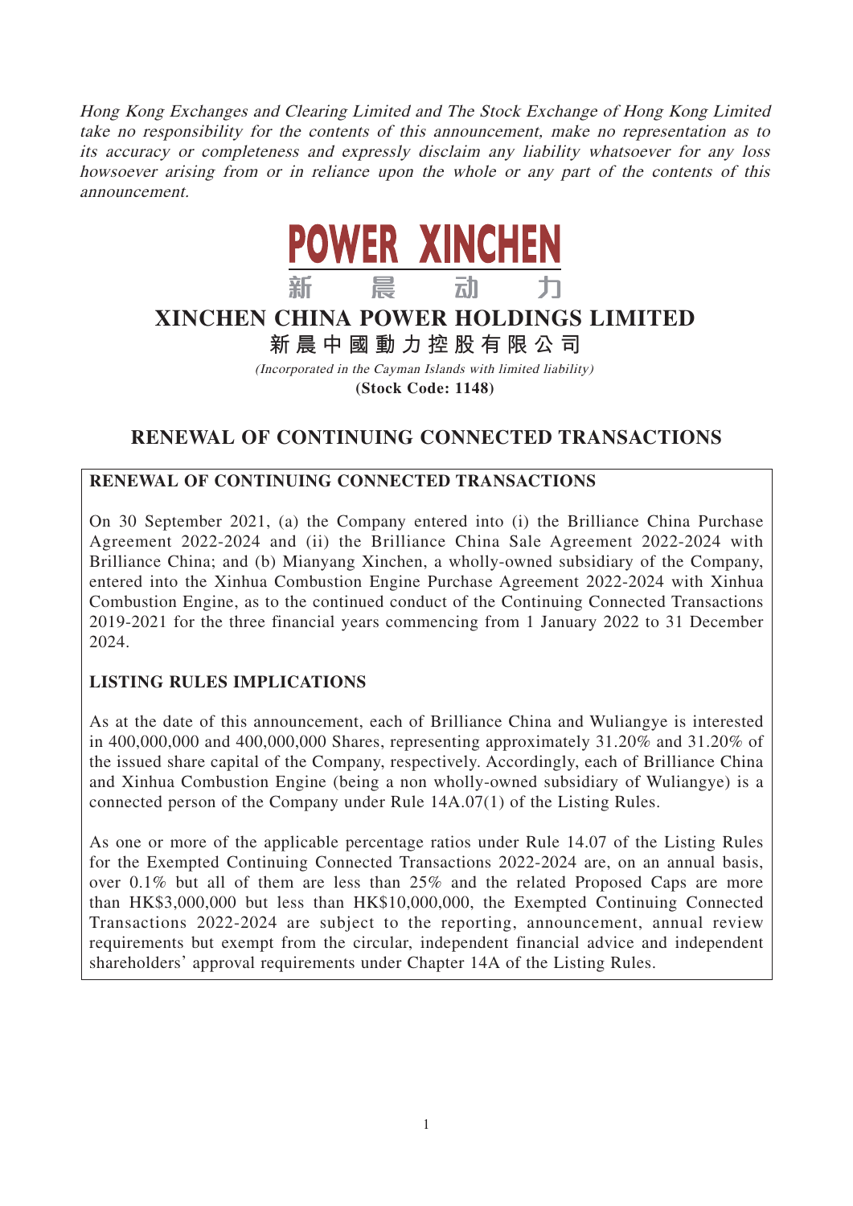*Hong Kong Exchanges and Clearing Limited and The Stock Exchange of Hong Kong Limited take no responsibility for the contents of this announcement, make no representation as to its accuracy or completeness and expressly disclaim any liability whatsoever for any loss howsoever arising from or in reliance upon the whole or any part of the contents of this announcement.*

POWER XINCHEN

新 晨 动 力

# XINCHEN CHINA POWER HOLDINGS LIMITED

**新晨中國動力控股有限公司**

*(Incorporated in the Cayman Islands with limited liability)*

**(Stock Code: 1148)**

## RENEWAL OF CONTINUING CONNECTED TRANSACTIONS

### RENEWAL OF CONTINUING CONNECTED TRANSACTIONS

On 30 September 2021, (a) the Company entered into (i) the Brilliance China Purchase Agreement 2022-2024 and (ii) the Brilliance China Sale Agreement 2022-2024 with Brilliance China; and (b) Mianyang Xinchen, a wholly-owned subsidiary of the Company, entered into the Xinhua Combustion Engine Purchase Agreement 2022-2024 with Xinhua Combustion Engine, as to the continued conduct of the Continuing Connected Transactions 2019-2021 for the three financial years commencing from 1 January 2022 to 31 December 2024.

### LISTING RULES IMPLICATIONS

As at the date of this announcement, each of Brilliance China and Wuliangye is interested in 400,000,000 and 400,000,000 Shares, representing approximately 31.20% and 31.20% of the issued share capital of the Company, respectively. Accordingly, each of Brilliance China and Xinhua Combustion Engine (being a non wholly-owned subsidiary of Wuliangye) is a connected person of the Company under Rule 14A.07(1) of the Listing Rules.

As one or more of the applicable percentage ratios under Rule 14.07 of the Listing Rules for the Exempted Continuing Connected Transactions 2022-2024 are, on an annual basis, over 0.1% but all of them are less than 25% and the related Proposed Caps are more than HK$3,000,000 but less than HK$10,000,000, the Exempted Continuing Connected Transactions 2022-2024 are subject to the reporting, announcement, annual review requirements but exempt from the circular, independent financial advice and independent shareholders' approval requirements under Chapter 14A of the Listing Rules.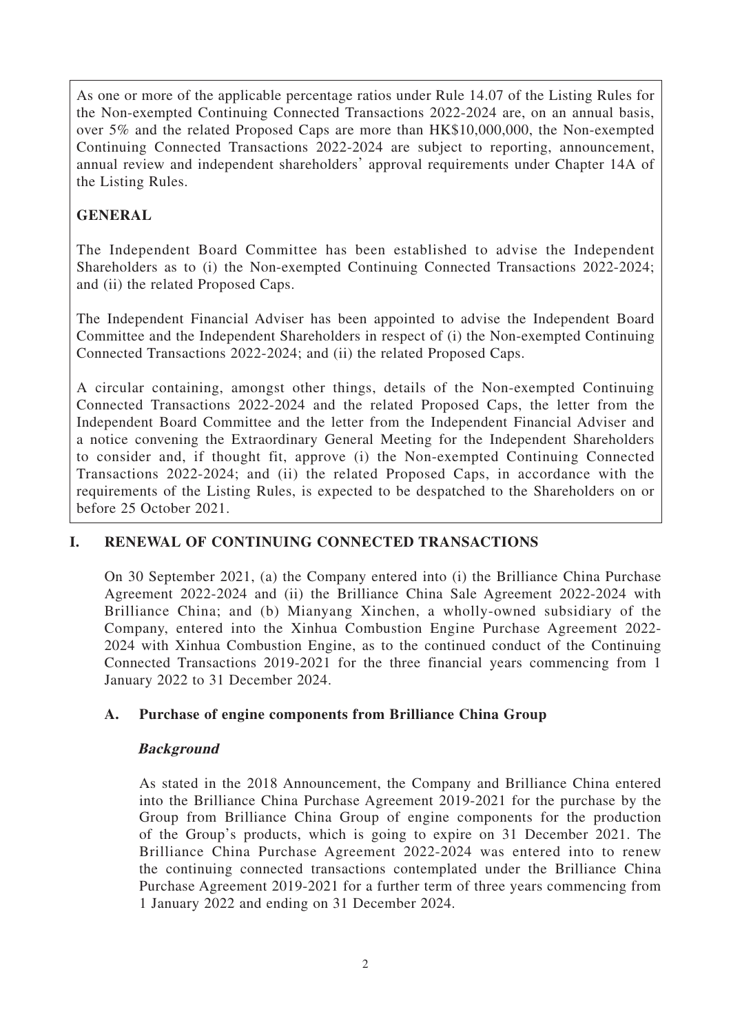As one or more of the applicable percentage ratios under Rule 14.07 of the Listing Rules for the Non-exempted Continuing Connected Transactions 2022-2024 are, on an annual basis, over 5% and the related Proposed Caps are more than HK$10,000,000, the Non-exempted Continuing Connected Transactions 2022-2024 are subject to reporting, announcement, annual review and independent shareholders' approval requirements under Chapter 14A of the Listing Rules.

**GENERAL**

The Independent Board Committee has been established to advise the Independent Shareholders as to (i) the Non-exempted Continuing Connected Transactions 2022-2024; and (ii) the related Proposed Caps.

The Independent Financial Adviser has been appointed to advise the Independent Board Committee and the Independent Shareholders in respect of (i) the Non-exempted Continuing Connected Transactions 2022-2024; and (ii) the related Proposed Caps.

A circular containing, amongst other things, details of the Non-exempted Continuing Connected Transactions 2022-2024 and the related Proposed Caps, the letter from the Independent Board Committee and the letter from the Independent Financial Adviser and a notice convening the Extraordinary General Meeting for the Independent Shareholders to consider and, if thought fit, approve (i) the Non-exempted Continuing Connected Transactions 2022-2024; and (ii) the related Proposed Caps, in accordance with the requirements of the Listing Rules, is expected to be despatched to the Shareholders on or before 25 October 2021.

## I. RENEWAL OF CONTINUING CONNECTED TRANSACTIONS

On 30 September 2021, (a) the Company entered into (i) the Brilliance China Purchase Agreement 2022-2024 and (ii) the Brilliance China Sale Agreement 2022-2024 with Brilliance China; and (b) Mianyang Xinchen, a wholly-owned subsidiary of the Company, entered into the Xinhua Combustion Engine Purchase Agreement 2022-2024 with Xinhua Combustion Engine, as to the continued conduct of the Continuing Connected Transactions 2019-2021 for the three financial years commencing from 1 January 2022 to 31 December 2024.

### A. Purchase of engine components from Brilliance China Group

***Background***

As stated in the 2018 Announcement, the Company and Brilliance China entered into the Brilliance China Purchase Agreement 2019-2021 for the purchase by the Group from Brilliance China Group of engine components for the production of the Group's products, which is going to expire on 31 December 2021. The Brilliance China Purchase Agreement 2022-2024 was entered into to renew the continuing connected transactions contemplated under the Brilliance China Purchase Agreement 2019-2021 for a further term of three years commencing from 1 January 2022 and ending on 31 December 2024.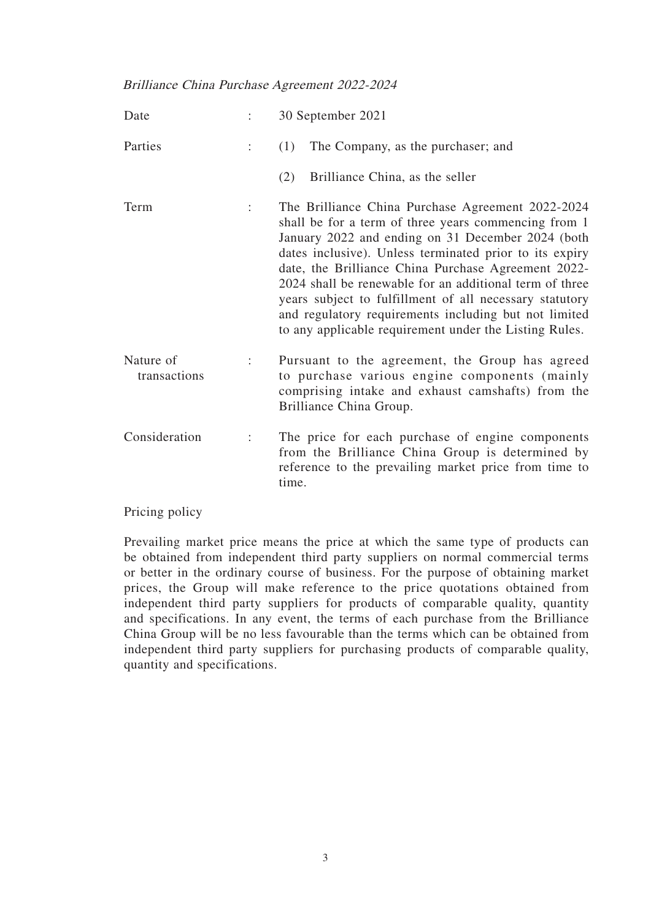*Brilliance China Purchase Agreement 2022-2024*

| | | |
|---|---|---|
| Date | : | 30 September 2021 |
| Parties | : | (1) The Company, as the purchaser; and<br>(2) Brilliance China, as the seller |
| Term | : | The Brilliance China Purchase Agreement 2022-2024 shall be for a term of three years commencing from 1 January 2022 and ending on 31 December 2024 (both dates inclusive). Unless terminated prior to its expiry date, the Brilliance China Purchase Agreement 2022-2024 shall be renewable for an additional term of three years subject to fulfillment of all necessary statutory and regulatory requirements including but not limited to any applicable requirement under the Listing Rules. |
| Nature of transactions | : | Pursuant to the agreement, the Group has agreed to purchase various engine components (mainly comprising intake and exhaust camshafts) from the Brilliance China Group. |
| Consideration | : | The price for each purchase of engine components from the Brilliance China Group is determined by reference to the prevailing market price from time to time. |

Pricing policy

Prevailing market price means the price at which the same type of products can be obtained from independent third party suppliers on normal commercial terms or better in the ordinary course of business. For the purpose of obtaining market prices, the Group will make reference to the price quotations obtained from independent third party suppliers for products of comparable quality, quantity and specifications. In any event, the terms of each purchase from the Brilliance China Group will be no less favourable than the terms which can be obtained from independent third party suppliers for purchasing products of comparable quality, quantity and specifications.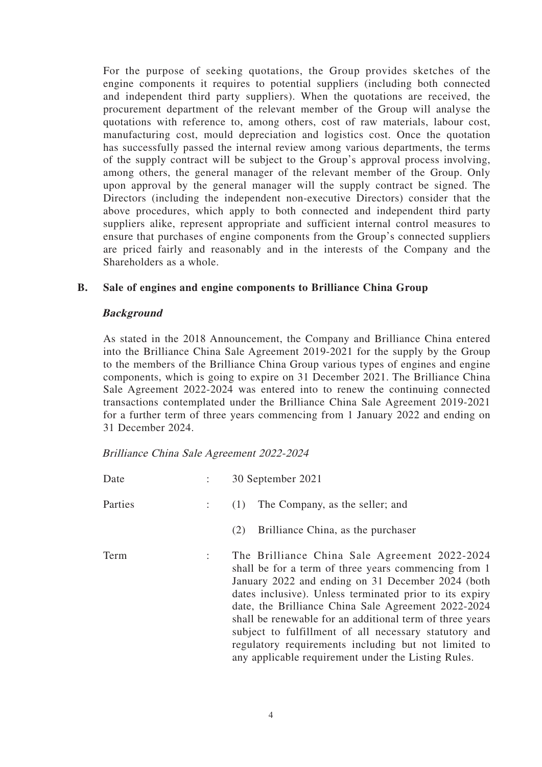For the purpose of seeking quotations, the Group provides sketches of the engine components it requires to potential suppliers (including both connected and independent third party suppliers). When the quotations are received, the procurement department of the relevant member of the Group will analyse the quotations with reference to, among others, cost of raw materials, labour cost, manufacturing cost, mould depreciation and logistics cost. Once the quotation has successfully passed the internal review among various departments, the terms of the supply contract will be subject to the Group's approval process involving, among others, the general manager of the relevant member of the Group. Only upon approval by the general manager will the supply contract be signed. The Directors (including the independent non-executive Directors) consider that the above procedures, which apply to both connected and independent third party suppliers alike, represent appropriate and sufficient internal control measures to ensure that purchases of engine components from the Group's connected suppliers are priced fairly and reasonably and in the interests of the Company and the Shareholders as a whole.

## B. Sale of engines and engine components to Brilliance China Group

### *Background*

As stated in the 2018 Announcement, the Company and Brilliance China entered into the Brilliance China Sale Agreement 2019-2021 for the supply by the Group to the members of the Brilliance China Group various types of engines and engine components, which is going to expire on 31 December 2021. The Brilliance China Sale Agreement 2022-2024 was entered into to renew the continuing connected transactions contemplated under the Brilliance China Sale Agreement 2019-2021 for a further term of three years commencing from 1 January 2022 and ending on 31 December 2024.

*Brilliance China Sale Agreement 2022-2024*

| | | |
|---|---|---|
| Date | : | 30 September 2021 |
| Parties | : | (1) The Company, as the seller; and<br>(2) Brilliance China, as the purchaser |
| Term | : | The Brilliance China Sale Agreement 2022-2024 shall be for a term of three years commencing from 1 January 2022 and ending on 31 December 2024 (both dates inclusive). Unless terminated prior to its expiry date, the Brilliance China Sale Agreement 2022-2024 shall be renewable for an additional term of three years subject to fulfillment of all necessary statutory and regulatory requirements including but not limited to any applicable requirement under the Listing Rules. |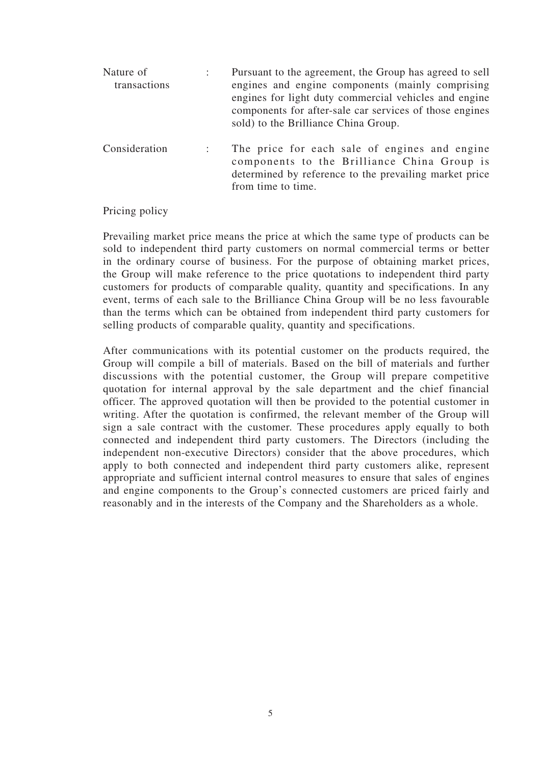| | | |
|---|---|---|
| Nature of transactions | : | Pursuant to the agreement, the Group has agreed to sell engines and engine components (mainly comprising engines for light duty commercial vehicles and engine components for after-sale car services of those engines sold) to the Brilliance China Group. |
| Consideration | : | The price for each sale of engines and engine components to the Brilliance China Group is determined by reference to the prevailing market price from time to time. |

Pricing policy

Prevailing market price means the price at which the same type of products can be sold to independent third party customers on normal commercial terms or better in the ordinary course of business. For the purpose of obtaining market prices, the Group will make reference to the price quotations to independent third party customers for products of comparable quality, quantity and specifications. In any event, terms of each sale to the Brilliance China Group will be no less favourable than the terms which can be obtained from independent third party customers for selling products of comparable quality, quantity and specifications.

After communications with its potential customer on the products required, the Group will compile a bill of materials. Based on the bill of materials and further discussions with the potential customer, the Group will prepare competitive quotation for internal approval by the sale department and the chief financial officer. The approved quotation will then be provided to the potential customer in writing. After the quotation is confirmed, the relevant member of the Group will sign a sale contract with the customer. These procedures apply equally to both connected and independent third party customers. The Directors (including the independent non-executive Directors) consider that the above procedures, which apply to both connected and independent third party customers alike, represent appropriate and sufficient internal control measures to ensure that sales of engines and engine components to the Group's connected customers are priced fairly and reasonably and in the interests of the Company and the Shareholders as a whole.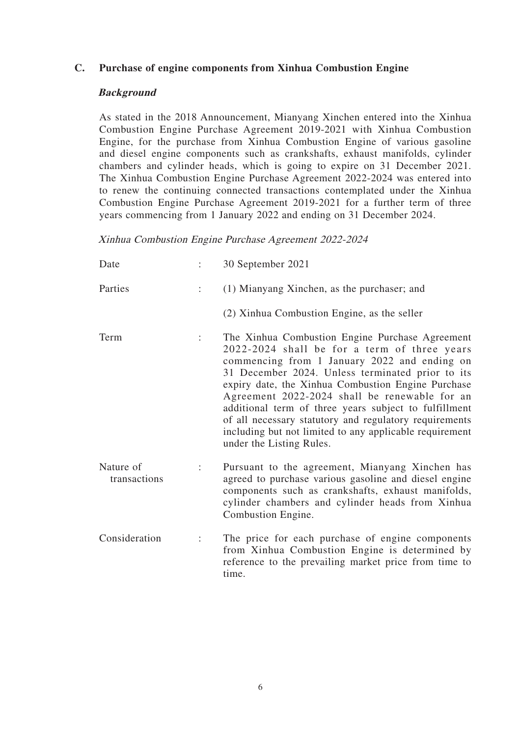## C. Purchase of engine components from Xinhua Combustion Engine

***Background***

As stated in the 2018 Announcement, Mianyang Xinchen entered into the Xinhua Combustion Engine Purchase Agreement 2019-2021 with Xinhua Combustion Engine, for the purchase from Xinhua Combustion Engine of various gasoline and diesel engine components such as crankshafts, exhaust manifolds, cylinder chambers and cylinder heads, which is going to expire on 31 December 2021. The Xinhua Combustion Engine Purchase Agreement 2022-2024 was entered into to renew the continuing connected transactions contemplated under the Xinhua Combustion Engine Purchase Agreement 2019-2021 for a further term of three years commencing from 1 January 2022 and ending on 31 December 2024.

*Xinhua Combustion Engine Purchase Agreement 2022-2024*

| | | |
|---|---|---|
| Date | : | 30 September 2021 |
| Parties | : | (1) Mianyang Xinchen, as the purchaser; and<br><br>(2) Xinhua Combustion Engine, as the seller |
| Term | : | The Xinhua Combustion Engine Purchase Agreement 2022-2024 shall be for a term of three years commencing from 1 January 2022 and ending on 31 December 2024. Unless terminated prior to its expiry date, the Xinhua Combustion Engine Purchase Agreement 2022-2024 shall be renewable for an additional term of three years subject to fulfillment of all necessary statutory and regulatory requirements including but not limited to any applicable requirement under the Listing Rules. |
| Nature of transactions | : | Pursuant to the agreement, Mianyang Xinchen has agreed to purchase various gasoline and diesel engine components such as crankshafts, exhaust manifolds, cylinder chambers and cylinder heads from Xinhua Combustion Engine. |
| Consideration | : | The price for each purchase of engine components from Xinhua Combustion Engine is determined by reference to the prevailing market price from time to time. |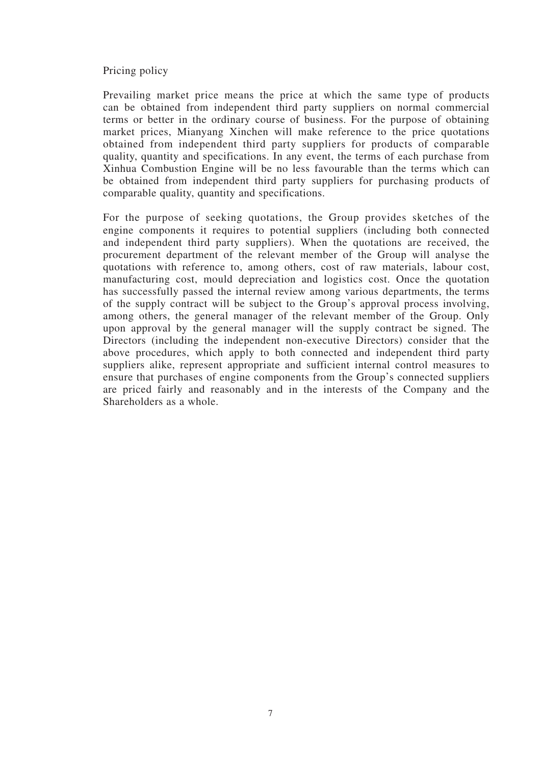Pricing policy

Prevailing market price means the price at which the same type of products can be obtained from independent third party suppliers on normal commercial terms or better in the ordinary course of business. For the purpose of obtaining market prices, Mianyang Xinchen will make reference to the price quotations obtained from independent third party suppliers for products of comparable quality, quantity and specifications. In any event, the terms of each purchase from Xinhua Combustion Engine will be no less favourable than the terms which can be obtained from independent third party suppliers for purchasing products of comparable quality, quantity and specifications.

For the purpose of seeking quotations, the Group provides sketches of the engine components it requires to potential suppliers (including both connected and independent third party suppliers). When the quotations are received, the procurement department of the relevant member of the Group will analyse the quotations with reference to, among others, cost of raw materials, labour cost, manufacturing cost, mould depreciation and logistics cost. Once the quotation has successfully passed the internal review among various departments, the terms of the supply contract will be subject to the Group's approval process involving, among others, the general manager of the relevant member of the Group. Only upon approval by the general manager will the supply contract be signed. The Directors (including the independent non-executive Directors) consider that the above procedures, which apply to both connected and independent third party suppliers alike, represent appropriate and sufficient internal control measures to ensure that purchases of engine components from the Group's connected suppliers are priced fairly and reasonably and in the interests of the Company and the Shareholders as a whole.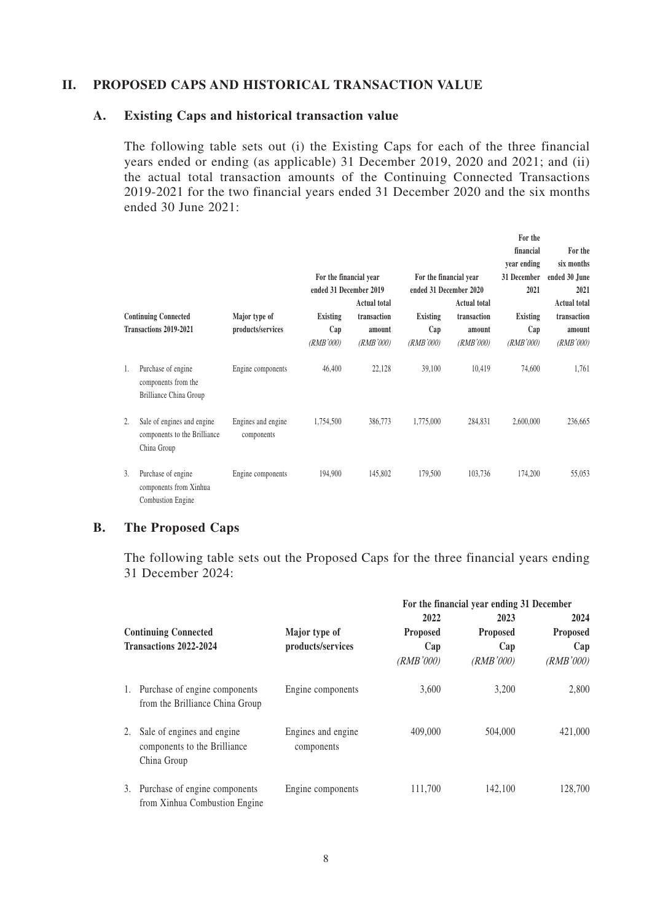## II. PROPOSED CAPS AND HISTORICAL TRANSACTION VALUE

### A. Existing Caps and historical transaction value

The following table sets out (i) the Existing Caps for each of the three financial years ended or ending (as applicable) 31 December 2019, 2020 and 2021; and (ii) the actual total transaction amounts of the Continuing Connected Transactions 2019-2021 for the two financial years ended 31 December 2020 and the six months ended 30 June 2021:

| Continuing Connected Transactions 2019-2021 | Major type of products/services | For the financial year ended 31 December 2019 | | For the financial year ended 31 December 2020 | | For the financial year ending 31 December 2021 | For the six months ended 30 June 2021 |
|---|---|---|---|---|---|---|---|
| | | Existing Cap | Actual total transaction amount | Existing Cap | Actual total transaction amount | Existing Cap | Actual total transaction amount |
| | | *(RMB'000)* | *(RMB'000)* | *(RMB'000)* | *(RMB'000)* | *(RMB'000)* | *(RMB'000)* |
| 1. Purchase of engine components from the Brilliance China Group | Engine components | 46,400 | 22,128 | 39,100 | 10,419 | 74,600 | 1,761 |
| 2. Sale of engines and engine components to the Brilliance China Group | Engines and engine components | 1,754,500 | 386,773 | 1,775,000 | 284,831 | 2,600,000 | 236,665 |
| 3. Purchase of engine components from Xinhua Combustion Engine | Engine components | 194,900 | 145,802 | 179,500 | 103,736 | 174,200 | 55,053 |

### B. The Proposed Caps

The following table sets out the Proposed Caps for the three financial years ending 31 December 2024:

| Continuing Connected Transactions 2022-2024 | Major type of products/services | For the financial year ending 31 December | | |
|---|---|---|---|---|
| | | 2022 Proposed Cap | 2023 Proposed Cap | 2024 Proposed Cap |
| | | *(RMB'000)* | *(RMB'000)* | *(RMB'000)* |
| 1. Purchase of engine components from the Brilliance China Group | Engine components | 3,600 | 3,200 | 2,800 |
| 2. Sale of engines and engine components to the Brilliance China Group | Engines and engine components | 409,000 | 504,000 | 421,000 |
| 3. Purchase of engine components from Xinhua Combustion Engine | Engine components | 111,700 | 142,100 | 128,700 |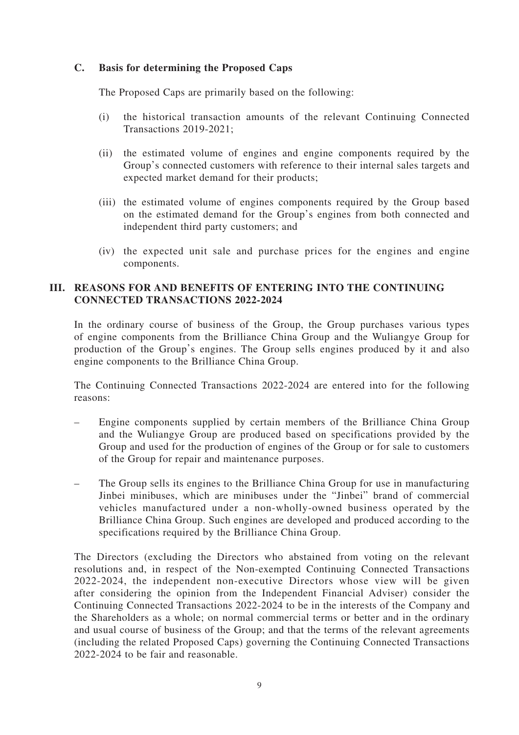### C. Basis for determining the Proposed Caps

The Proposed Caps are primarily based on the following:

(i) the historical transaction amounts of the relevant Continuing Connected Transactions 2019-2021;

(ii) the estimated volume of engines and engine components required by the Group's connected customers with reference to their internal sales targets and expected market demand for their products;

(iii) the estimated volume of engines components required by the Group based on the estimated demand for the Group's engines from both connected and independent third party customers; and

(iv) the expected unit sale and purchase prices for the engines and engine components.

## III. REASONS FOR AND BENEFITS OF ENTERING INTO THE CONTINUING CONNECTED TRANSACTIONS 2022-2024

In the ordinary course of business of the Group, the Group purchases various types of engine components from the Brilliance China Group and the Wuliangye Group for production of the Group's engines. The Group sells engines produced by it and also engine components to the Brilliance China Group.

The Continuing Connected Transactions 2022-2024 are entered into for the following reasons:

– Engine components supplied by certain members of the Brilliance China Group and the Wuliangye Group are produced based on specifications provided by the Group and used for the production of engines of the Group or for sale to customers of the Group for repair and maintenance purposes.

– The Group sells its engines to the Brilliance China Group for use in manufacturing Jinbei minibuses, which are minibuses under the "Jinbei" brand of commercial vehicles manufactured under a non-wholly-owned business operated by the Brilliance China Group. Such engines are developed and produced according to the specifications required by the Brilliance China Group.

The Directors (excluding the Directors who abstained from voting on the relevant resolutions and, in respect of the Non-exempted Continuing Connected Transactions 2022-2024, the independent non-executive Directors whose view will be given after considering the opinion from the Independent Financial Adviser) consider the Continuing Connected Transactions 2022-2024 to be in the interests of the Company and the Shareholders as a whole; on normal commercial terms or better and in the ordinary and usual course of business of the Group; and that the terms of the relevant agreements (including the related Proposed Caps) governing the Continuing Connected Transactions 2022-2024 to be fair and reasonable.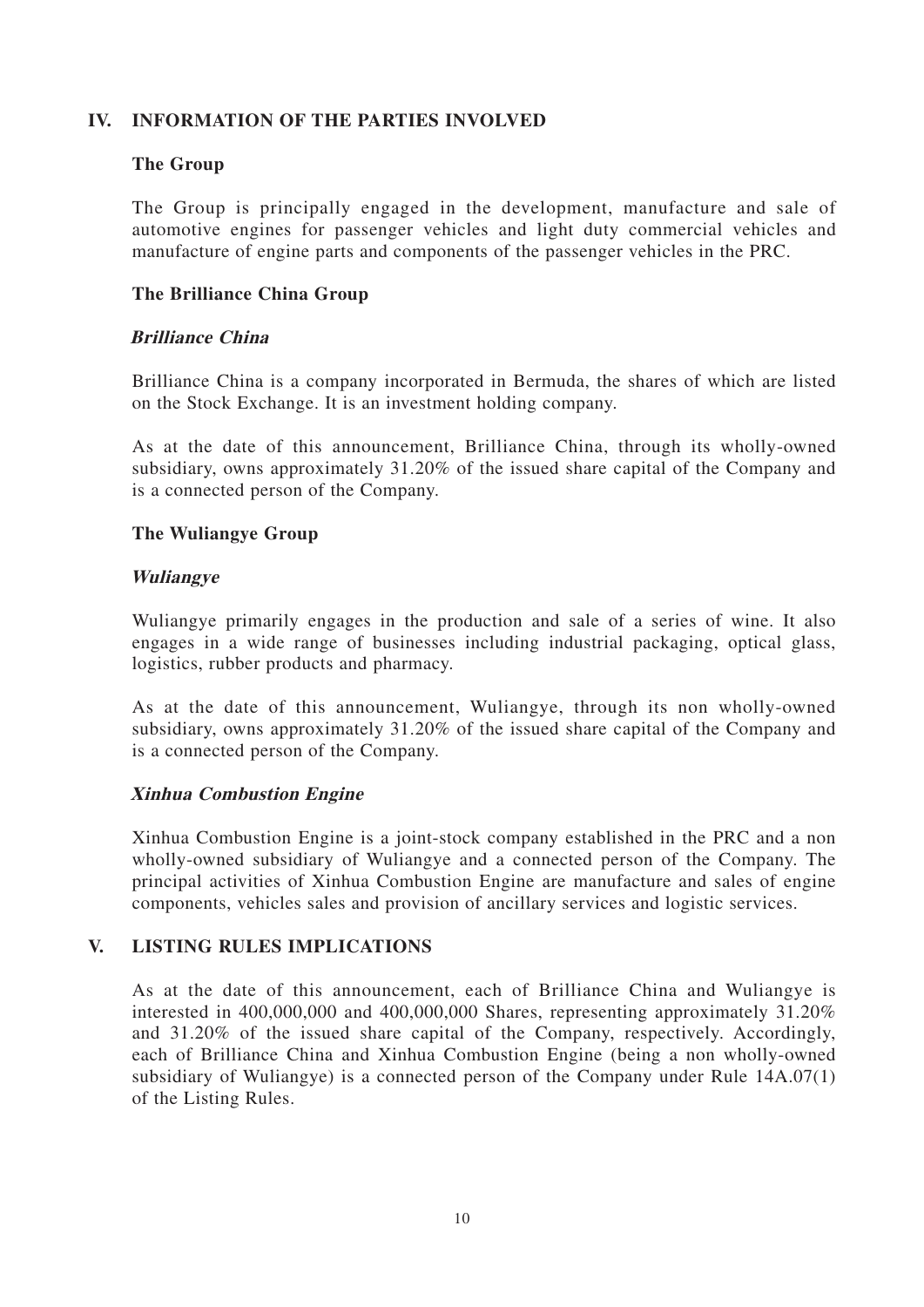## IV. INFORMATION OF THE PARTIES INVOLVED

### The Group

The Group is principally engaged in the development, manufacture and sale of automotive engines for passenger vehicles and light duty commercial vehicles and manufacture of engine parts and components of the passenger vehicles in the PRC.

### The Brilliance China Group

***Brilliance China***

Brilliance China is a company incorporated in Bermuda, the shares of which are listed on the Stock Exchange. It is an investment holding company.

As at the date of this announcement, Brilliance China, through its wholly-owned subsidiary, owns approximately 31.20% of the issued share capital of the Company and is a connected person of the Company.

### The Wuliangye Group

***Wuliangye***

Wuliangye primarily engages in the production and sale of a series of wine. It also engages in a wide range of businesses including industrial packaging, optical glass, logistics, rubber products and pharmacy.

As at the date of this announcement, Wuliangye, through its non wholly-owned subsidiary, owns approximately 31.20% of the issued share capital of the Company and is a connected person of the Company.

***Xinhua Combustion Engine***

Xinhua Combustion Engine is a joint-stock company established in the PRC and a non wholly-owned subsidiary of Wuliangye and a connected person of the Company. The principal activities of Xinhua Combustion Engine are manufacture and sales of engine components, vehicles sales and provision of ancillary services and logistic services.

## V. LISTING RULES IMPLICATIONS

As at the date of this announcement, each of Brilliance China and Wuliangye is interested in 400,000,000 and 400,000,000 Shares, representing approximately 31.20% and 31.20% of the issued share capital of the Company, respectively. Accordingly, each of Brilliance China and Xinhua Combustion Engine (being a non wholly-owned subsidiary of Wuliangye) is a connected person of the Company under Rule 14A.07(1) of the Listing Rules.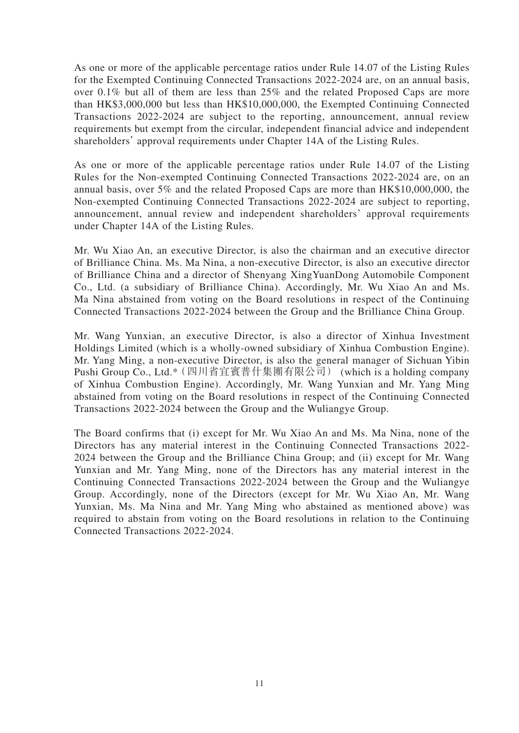As one or more of the applicable percentage ratios under Rule 14.07 of the Listing Rules for the Exempted Continuing Connected Transactions 2022-2024 are, on an annual basis, over 0.1% but all of them are less than 25% and the related Proposed Caps are more than HK$3,000,000 but less than HK$10,000,000, the Exempted Continuing Connected Transactions 2022-2024 are subject to the reporting, announcement, annual review requirements but exempt from the circular, independent financial advice and independent shareholders' approval requirements under Chapter 14A of the Listing Rules.

As one or more of the applicable percentage ratios under Rule 14.07 of the Listing Rules for the Non-exempted Continuing Connected Transactions 2022-2024 are, on an annual basis, over 5% and the related Proposed Caps are more than HK$10,000,000, the Non-exempted Continuing Connected Transactions 2022-2024 are subject to reporting, announcement, annual review and independent shareholders' approval requirements under Chapter 14A of the Listing Rules.

Mr. Wu Xiao An, an executive Director, is also the chairman and an executive director of Brilliance China. Ms. Ma Nina, a non-executive Director, is also an executive director of Brilliance China and a director of Shenyang XingYuanDong Automobile Component Co., Ltd. (a subsidiary of Brilliance China). Accordingly, Mr. Wu Xiao An and Ms. Ma Nina abstained from voting on the Board resolutions in respect of the Continuing Connected Transactions 2022-2024 between the Group and the Brilliance China Group.

Mr. Wang Yunxian, an executive Director, is also a director of Xinhua Investment Holdings Limited (which is a wholly-owned subsidiary of Xinhua Combustion Engine). Mr. Yang Ming, a non-executive Director, is also the general manager of Sichuan Yibin Pushi Group Co., Ltd.*（四川省宜賓普什集團有限公司） (which is a holding company of Xinhua Combustion Engine). Accordingly, Mr. Wang Yunxian and Mr. Yang Ming abstained from voting on the Board resolutions in respect of the Continuing Connected Transactions 2022-2024 between the Group and the Wuliangye Group.

The Board confirms that (i) except for Mr. Wu Xiao An and Ms. Ma Nina, none of the Directors has any material interest in the Continuing Connected Transactions 2022-2024 between the Group and the Brilliance China Group; and (ii) except for Mr. Wang Yunxian and Mr. Yang Ming, none of the Directors has any material interest in the Continuing Connected Transactions 2022-2024 between the Group and the Wuliangye Group. Accordingly, none of the Directors (except for Mr. Wu Xiao An, Mr. Wang Yunxian, Ms. Ma Nina and Mr. Yang Ming who abstained as mentioned above) was required to abstain from voting on the Board resolutions in relation to the Continuing Connected Transactions 2022-2024.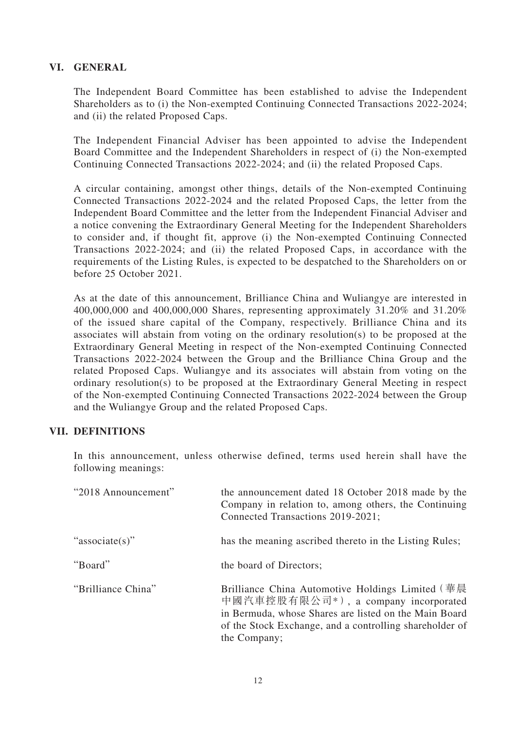## VI. GENERAL

The Independent Board Committee has been established to advise the Independent Shareholders as to (i) the Non-exempted Continuing Connected Transactions 2022-2024; and (ii) the related Proposed Caps.

The Independent Financial Adviser has been appointed to advise the Independent Board Committee and the Independent Shareholders in respect of (i) the Non-exempted Continuing Connected Transactions 2022-2024; and (ii) the related Proposed Caps.

A circular containing, amongst other things, details of the Non-exempted Continuing Connected Transactions 2022-2024 and the related Proposed Caps, the letter from the Independent Board Committee and the letter from the Independent Financial Adviser and a notice convening the Extraordinary General Meeting for the Independent Shareholders to consider and, if thought fit, approve (i) the Non-exempted Continuing Connected Transactions 2022-2024; and (ii) the related Proposed Caps, in accordance with the requirements of the Listing Rules, is expected to be despatched to the Shareholders on or before 25 October 2021.

As at the date of this announcement, Brilliance China and Wuliangye are interested in 400,000,000 and 400,000,000 Shares, representing approximately 31.20% and 31.20% of the issued share capital of the Company, respectively. Brilliance China and its associates will abstain from voting on the ordinary resolution(s) to be proposed at the Extraordinary General Meeting in respect of the Non-exempted Continuing Connected Transactions 2022-2024 between the Group and the Brilliance China Group and the related Proposed Caps. Wuliangye and its associates will abstain from voting on the ordinary resolution(s) to be proposed at the Extraordinary General Meeting in respect of the Non-exempted Continuing Connected Transactions 2022-2024 between the Group and the Wuliangye Group and the related Proposed Caps.

## VII. DEFINITIONS

In this announcement, unless otherwise defined, terms used herein shall have the following meanings:

| | |
|---|---|
| "2018 Announcement" | the announcement dated 18 October 2018 made by the Company in relation to, among others, the Continuing Connected Transactions 2019-2021; |
| "associate(s)" | has the meaning ascribed thereto in the Listing Rules; |
| "Board" | the board of Directors; |
| "Brilliance China" | Brilliance China Automotive Holdings Limited（華晨中國汽車控股有限公司*）, a company incorporated in Bermuda, whose Shares are listed on the Main Board of the Stock Exchange, and a controlling shareholder of the Company; |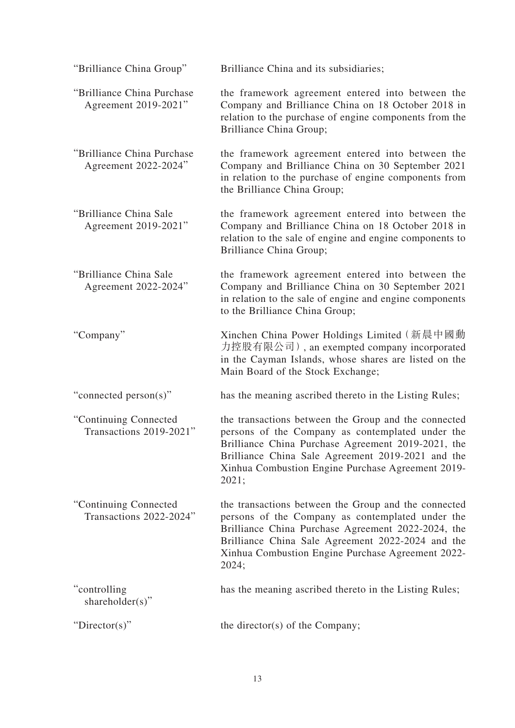| | |
|---|---|
| "Brilliance China Group" | Brilliance China and its subsidiaries; |
| "Brilliance China Purchase Agreement 2019-2021" | the framework agreement entered into between the Company and Brilliance China on 18 October 2018 in relation to the purchase of engine components from the Brilliance China Group; |
| "Brilliance China Purchase Agreement 2022-2024" | the framework agreement entered into between the Company and Brilliance China on 30 September 2021 in relation to the purchase of engine components from the Brilliance China Group; |
| "Brilliance China Sale Agreement 2019-2021" | the framework agreement entered into between the Company and Brilliance China on 18 October 2018 in relation to the sale of engine and engine components to Brilliance China Group; |
| "Brilliance China Sale Agreement 2022-2024" | the framework agreement entered into between the Company and Brilliance China on 30 September 2021 in relation to the sale of engine and engine components to the Brilliance China Group; |
| "Company" | Xinchen China Power Holdings Limited（新晨中國動力控股有限公司）, an exempted company incorporated in the Cayman Islands, whose shares are listed on the Main Board of the Stock Exchange; |
| "connected person(s)" | has the meaning ascribed thereto in the Listing Rules; |
| "Continuing Connected Transactions 2019-2021" | the transactions between the Group and the connected persons of the Company as contemplated under the Brilliance China Purchase Agreement 2019-2021, the Brilliance China Sale Agreement 2019-2021 and the Xinhua Combustion Engine Purchase Agreement 2019-2021; |
| "Continuing Connected Transactions 2022-2024" | the transactions between the Group and the connected persons of the Company as contemplated under the Brilliance China Purchase Agreement 2022-2024, the Brilliance China Sale Agreement 2022-2024 and the Xinhua Combustion Engine Purchase Agreement 2022-2024; |
| "controlling shareholder(s)" | has the meaning ascribed thereto in the Listing Rules; |
| "Director(s)" | the director(s) of the Company; |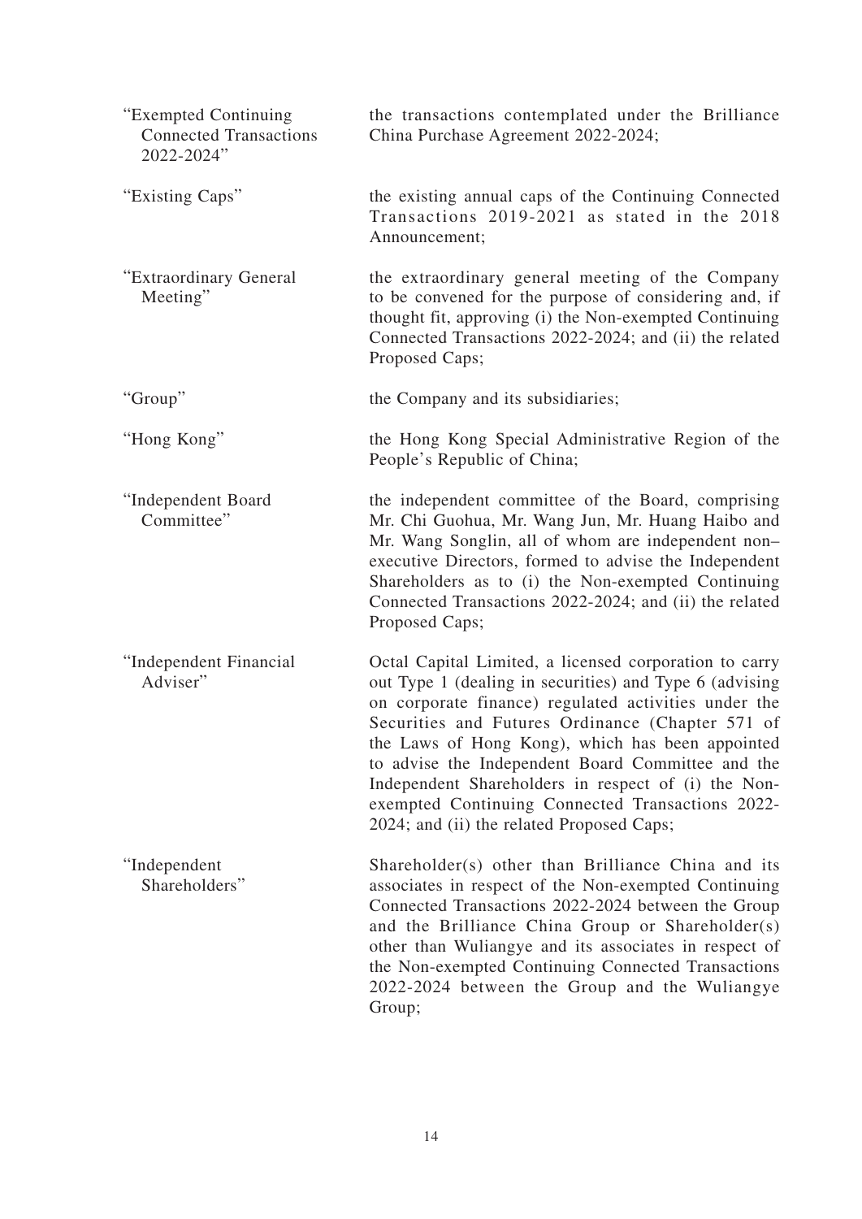| | |
|---|---|
| "Exempted Continuing Connected Transactions 2022-2024" | the transactions contemplated under the Brilliance China Purchase Agreement 2022-2024; |
| "Existing Caps" | the existing annual caps of the Continuing Connected Transactions 2019-2021 as stated in the 2018 Announcement; |
| "Extraordinary General Meeting" | the extraordinary general meeting of the Company to be convened for the purpose of considering and, if thought fit, approving (i) the Non-exempted Continuing Connected Transactions 2022-2024; and (ii) the related Proposed Caps; |
| "Group" | the Company and its subsidiaries; |
| "Hong Kong" | the Hong Kong Special Administrative Region of the People's Republic of China; |
| "Independent Board Committee" | the independent committee of the Board, comprising Mr. Chi Guohua, Mr. Wang Jun, Mr. Huang Haibo and Mr. Wang Songlin, all of whom are independent non–executive Directors, formed to advise the Independent Shareholders as to (i) the Non-exempted Continuing Connected Transactions 2022-2024; and (ii) the related Proposed Caps; |
| "Independent Financial Adviser" | Octal Capital Limited, a licensed corporation to carry out Type 1 (dealing in securities) and Type 6 (advising on corporate finance) regulated activities under the Securities and Futures Ordinance (Chapter 571 of the Laws of Hong Kong), which has been appointed to advise the Independent Board Committee and the Independent Shareholders in respect of (i) the Non-exempted Continuing Connected Transactions 2022-2024; and (ii) the related Proposed Caps; |
| "Independent Shareholders" | Shareholder(s) other than Brilliance China and its associates in respect of the Non-exempted Continuing Connected Transactions 2022-2024 between the Group and the Brilliance China Group or Shareholder(s) other than Wuliangye and its associates in respect of the Non-exempted Continuing Connected Transactions 2022-2024 between the Group and the Wuliangye Group; |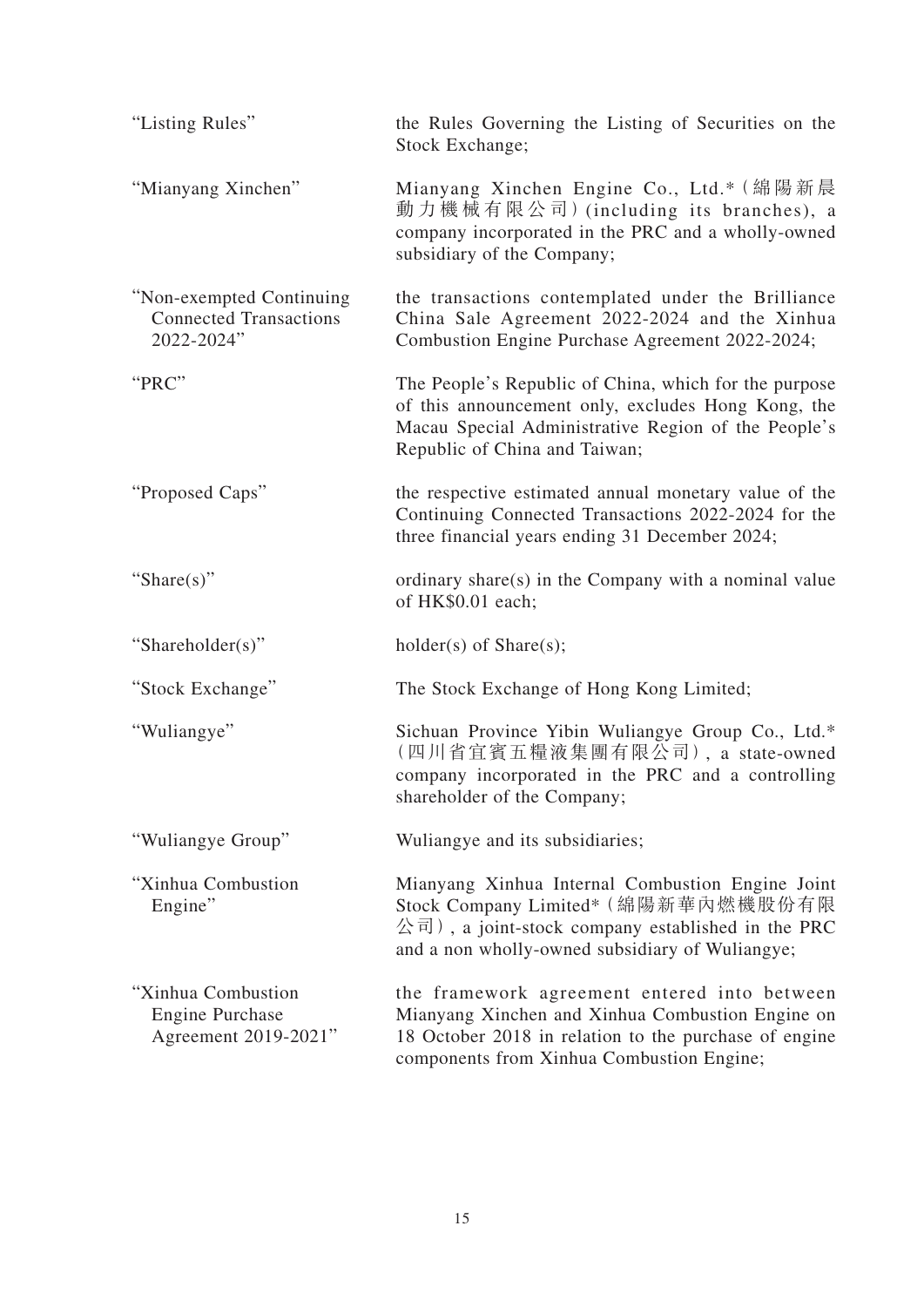| | |
|---|---|
| "Listing Rules" | the Rules Governing the Listing of Securities on the Stock Exchange; |
| "Mianyang Xinchen" | Mianyang Xinchen Engine Co., Ltd.* (綿陽新晨動力機械有限公司) (including its branches), a company incorporated in the PRC and a wholly-owned subsidiary of the Company; |
| "Non-exempted Continuing Connected Transactions 2022-2024" | the transactions contemplated under the Brilliance China Sale Agreement 2022-2024 and the Xinhua Combustion Engine Purchase Agreement 2022-2024; |
| "PRC" | The People's Republic of China, which for the purpose of this announcement only, excludes Hong Kong, the Macau Special Administrative Region of the People's Republic of China and Taiwan; |
| "Proposed Caps" | the respective estimated annual monetary value of the Continuing Connected Transactions 2022-2024 for the three financial years ending 31 December 2024; |
| "Share(s)" | ordinary share(s) in the Company with a nominal value of HK$0.01 each; |
| "Shareholder(s)" | holder(s) of Share(s); |
| "Stock Exchange" | The Stock Exchange of Hong Kong Limited; |
| "Wuliangye" | Sichuan Province Yibin Wuliangye Group Co., Ltd.* (四川省宜賓五糧液集團有限公司), a state-owned company incorporated in the PRC and a controlling shareholder of the Company; |
| "Wuliangye Group" | Wuliangye and its subsidiaries; |
| "Xinhua Combustion Engine" | Mianyang Xinhua Internal Combustion Engine Joint Stock Company Limited* (綿陽新華內燃機股份有限公司), a joint-stock company established in the PRC and a non wholly-owned subsidiary of Wuliangye; |
| "Xinhua Combustion Engine Purchase Agreement 2019-2021" | the framework agreement entered into between Mianyang Xinchen and Xinhua Combustion Engine on 18 October 2018 in relation to the purchase of engine components from Xinhua Combustion Engine; |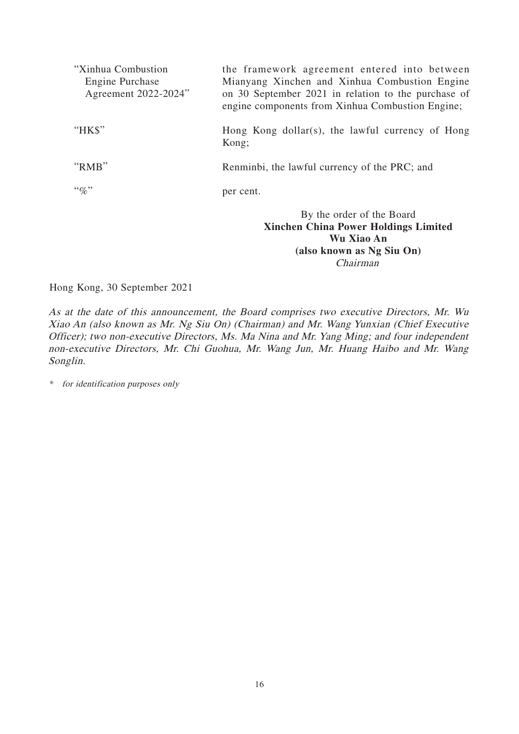| | |
|---|---|
| "Xinhua Combustion Engine Purchase Agreement 2022-2024" | the framework agreement entered into between Mianyang Xinchen and Xinhua Combustion Engine on 30 September 2021 in relation to the purchase of engine components from Xinhua Combustion Engine; |
| "HK$" | Hong Kong dollar(s), the lawful currency of Hong Kong; |
| "RMB" | Renminbi, the lawful currency of the PRC; and |
| "%" | per cent. |

By the order of the Board
**Xinchen China Power Holdings Limited**
**Wu Xiao An**
**(also known as Ng Siu On)**
*Chairman*

Hong Kong, 30 September 2021

*As at the date of this announcement, the Board comprises two executive Directors, Mr. Wu Xiao An (also known as Mr. Ng Siu On) (Chairman) and Mr. Wang Yunxian (Chief Executive Officer); two non-executive Directors, Ms. Ma Nina and Mr. Yang Ming; and four independent non-executive Directors, Mr. Chi Guohua, Mr. Wang Jun, Mr. Huang Haibo and Mr. Wang Songlin.*

\* *for identification purposes only*